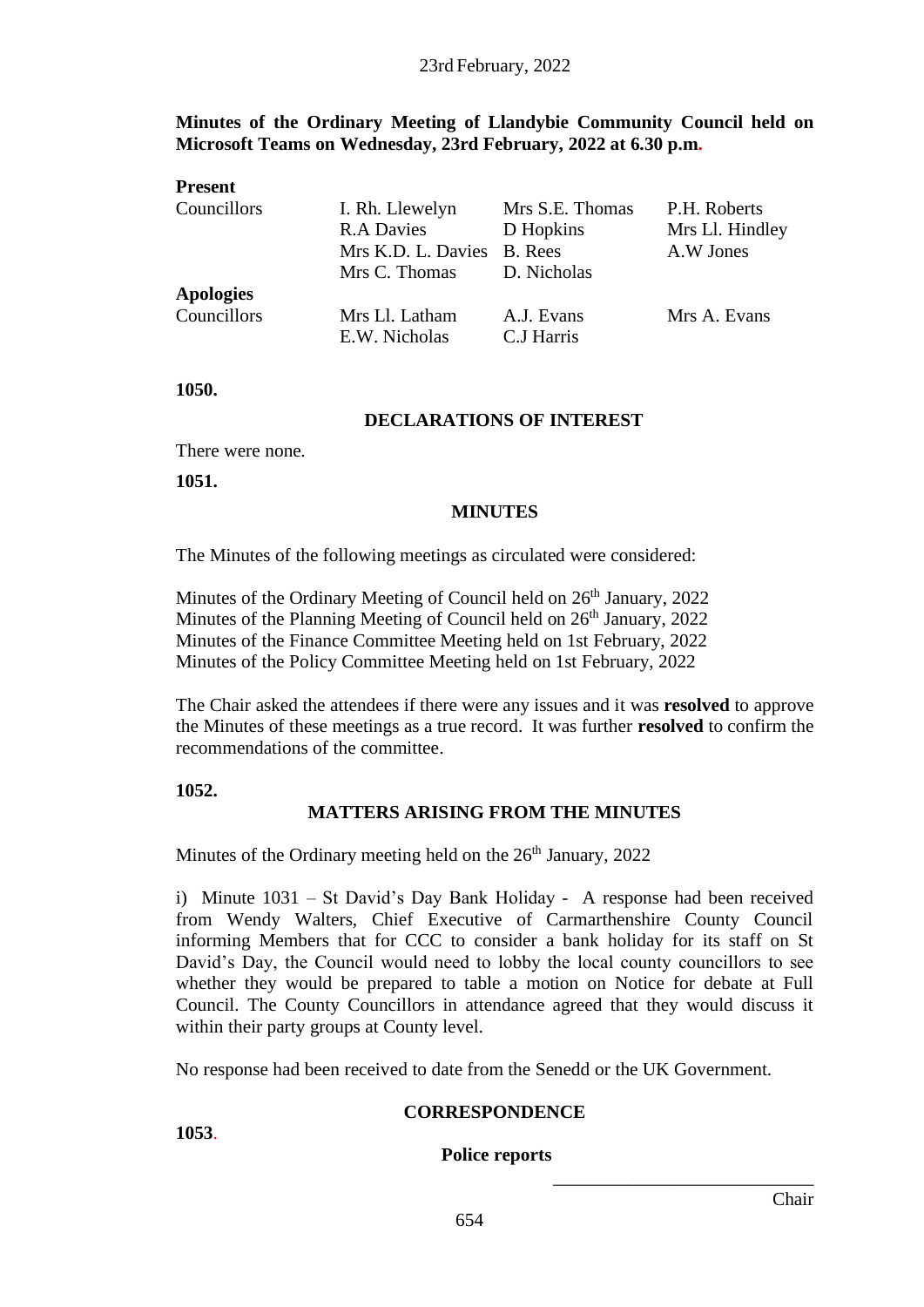23rd February, 2022

**Minutes of the Ordinary Meeting of Llandybie Community Council held on Microsoft Teams on Wednesday, 23rd February, 2022 at 6.30 p.m.**

**Present**

| Councillors | I. Rh. Llewelyn | Mrs S.E. Thomas | P.H. Roberts |
|---|---|---|---|
| | R.A Davies | D Hopkins | Mrs Ll. Hindley |
| | Mrs K.D. L. Davies | B. Rees | A.W Jones |
| | Mrs C. Thomas | D. Nicholas | |

**Apologies**

| Councillors | Mrs Ll. Latham | A.J. Evans | Mrs A. Evans |
|---|---|---|---|
| | E.W. Nicholas | C.J Harris | |

**1050.**

## DECLARATIONS OF INTEREST

There were none.

**1051.**

## MINUTES

The Minutes of the following meetings as circulated were considered:

Minutes of the Ordinary Meeting of Council held on 26th January, 2022
Minutes of the Planning Meeting of Council held on 26th January, 2022
Minutes of the Finance Committee Meeting held on 1st February, 2022
Minutes of the Policy Committee Meeting held on 1st February, 2022

The Chair asked the attendees if there were any issues and it was **resolved** to approve the Minutes of these meetings as a true record. It was further **resolved** to confirm the recommendations of the committee.

**1052.**

## MATTERS ARISING FROM THE MINUTES

Minutes of the Ordinary meeting held on the 26th January, 2022

i) Minute 1031 – St David's Day Bank Holiday - A response had been received from Wendy Walters, Chief Executive of Carmarthenshire County Council informing Members that for CCC to consider a bank holiday for its staff on St David's Day, the Council would need to lobby the local county councillors to see whether they would be prepared to table a motion on Notice for debate at Full Council. The County Councillors in attendance agreed that they would discuss it within their party groups at County level.

No response had been received to date from the Senedd or the UK Government.

## CORRESPONDENCE

**1053.**

**Police reports**

_____________________________
Chair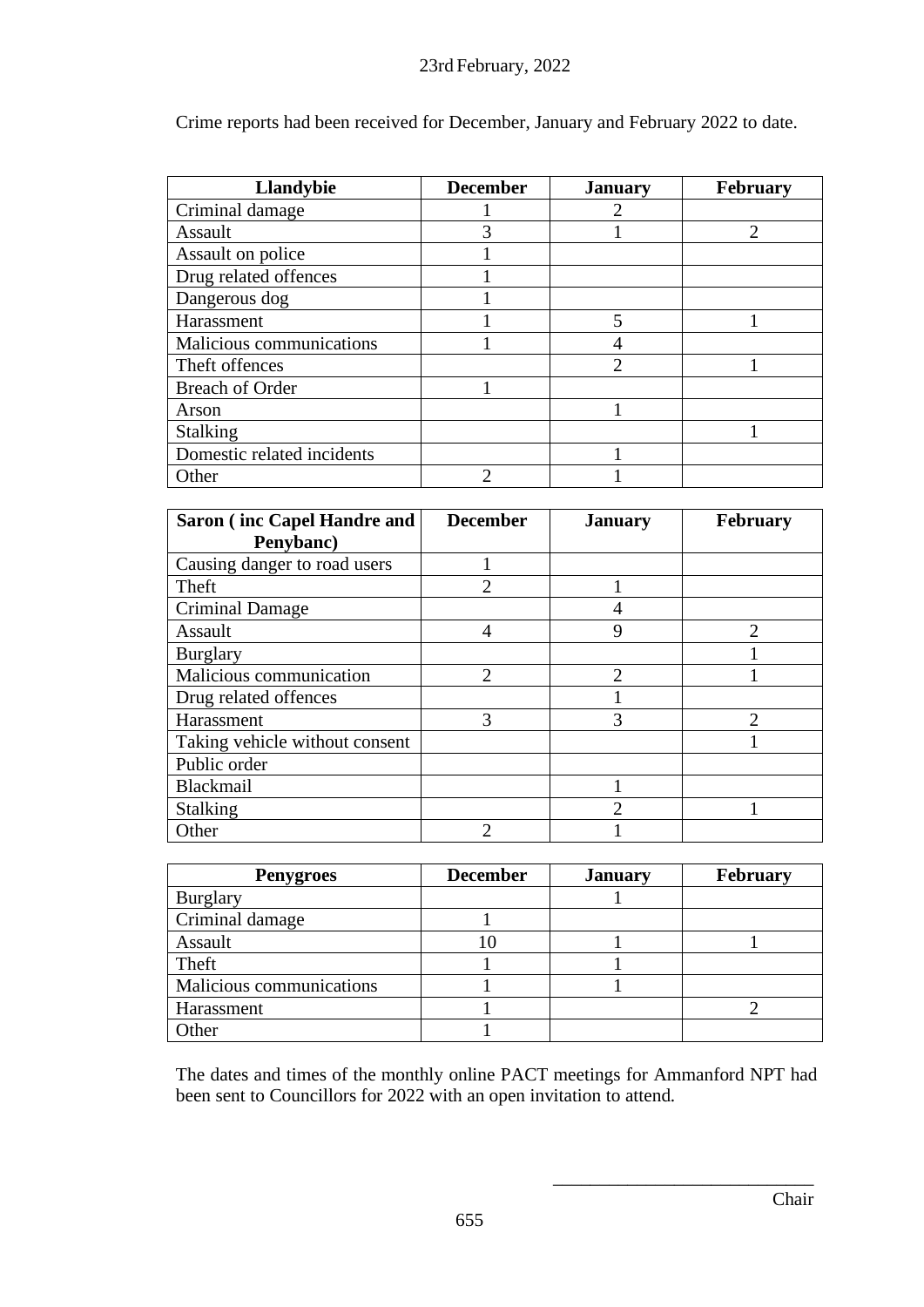23rd February, 2022

Crime reports had been received for December, January and February 2022 to date.

| Llandybie | December | January | February |
|---|---|---|---|
| Criminal damage | 1 | 2 | |
| Assault | 3 | 1 | 2 |
| Assault on police | 1 | | |
| Drug related offences | 1 | | |
| Dangerous dog | 1 | | |
| Harassment | 1 | 5 | 1 |
| Malicious communications | 1 | 4 | |
| Theft offences | | 2 | 1 |
| Breach of Order | 1 | | |
| Arson | | 1 | |
| Stalking | | | 1 |
| Domestic related incidents | | 1 | |
| Other | 2 | 1 | |

| Saron ( inc Capel Handre and Penybanc) | December | January | February |
|---|---|---|---|
| Causing danger to road users | 1 | | |
| Theft | 2 | 1 | |
| Criminal Damage | | 4 | |
| Assault | 4 | 9 | 2 |
| Burglary | | | 1 |
| Malicious communication | 2 | 2 | 1 |
| Drug related offences | | 1 | |
| Harassment | 3 | 3 | 2 |
| Taking vehicle without consent | | | 1 |
| Public order | | | |
| Blackmail | | 1 | |
| Stalking | | 2 | 1 |
| Other | 2 | 1 | |

| Penygroes | December | January | February |
|---|---|---|---|
| Burglary | | 1 | |
| Criminal damage | 1 | | |
| Assault | 10 | 1 | 1 |
| Theft | 1 | 1 | |
| Malicious communications | 1 | 1 | |
| Harassment | 1 | | 2 |
| Other | 1 | | |

The dates and times of the monthly online PACT meetings for Ammanford NPT had been sent to Councillors for 2022 with an open invitation to attend.

\_\_\_\_\_\_\_\_\_\_\_\_\_\_\_\_\_\_\_\_\_\_\_\_\_\_\_\_

Chair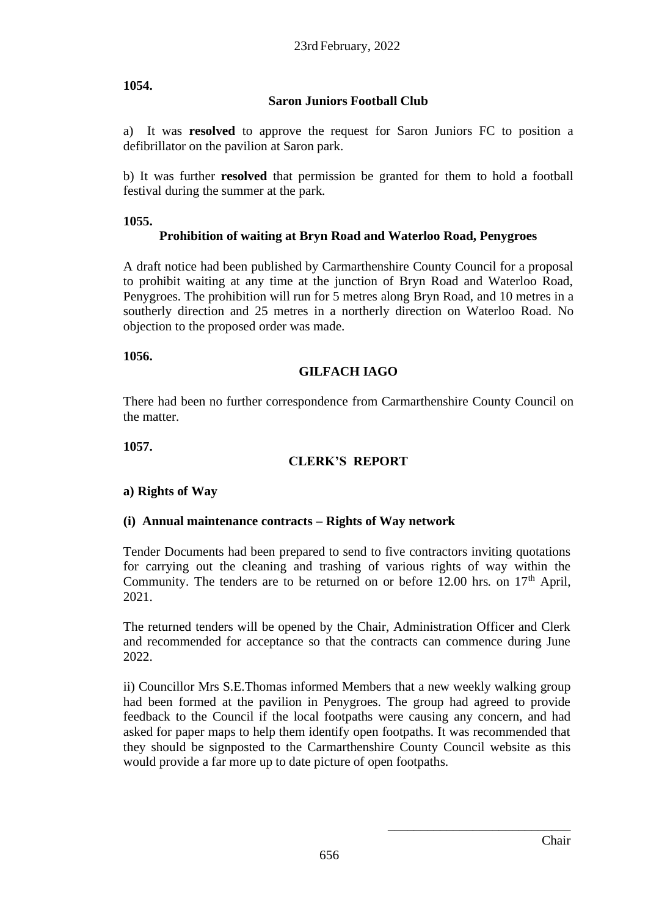**1054.**

**Saron Juniors Football Club**

a) It was **resolved** to approve the request for Saron Juniors FC to position a defibrillator on the pavilion at Saron park.

b) It was further **resolved** that permission be granted for them to hold a football festival during the summer at the park.

**1055.**

**Prohibition of waiting at Bryn Road and Waterloo Road, Penygroes**

A draft notice had been published by Carmarthenshire County Council for a proposal to prohibit waiting at any time at the junction of Bryn Road and Waterloo Road, Penygroes. The prohibition will run for 5 metres along Bryn Road, and 10 metres in a southerly direction and 25 metres in a northerly direction on Waterloo Road. No objection to the proposed order was made.

**1056.**

**GILFACH IAGO**

There had been no further correspondence from Carmarthenshire County Council on the matter.

**1057.**

**CLERK'S REPORT**

**a) Rights of Way**

**(i) Annual maintenance contracts – Rights of Way network**

Tender Documents had been prepared to send to five contractors inviting quotations for carrying out the cleaning and trashing of various rights of way within the Community. The tenders are to be returned on or before 12.00 hrs. on 17th April, 2021.

The returned tenders will be opened by the Chair, Administration Officer and Clerk and recommended for acceptance so that the contracts can commence during June 2022.

ii) Councillor Mrs S.E.Thomas informed Members that a new weekly walking group had been formed at the pavilion in Penygroes. The group had agreed to provide feedback to the Council if the local footpaths were causing any concern, and had asked for paper maps to help them identify open footpaths. It was recommended that they should be signposted to the Carmarthenshire County Council website as this would provide a far more up to date picture of open footpaths.

\_\_\_\_\_\_\_\_\_\_\_\_\_\_\_\_\_\_\_\_\_\_\_\_\_\_\_\_

Chair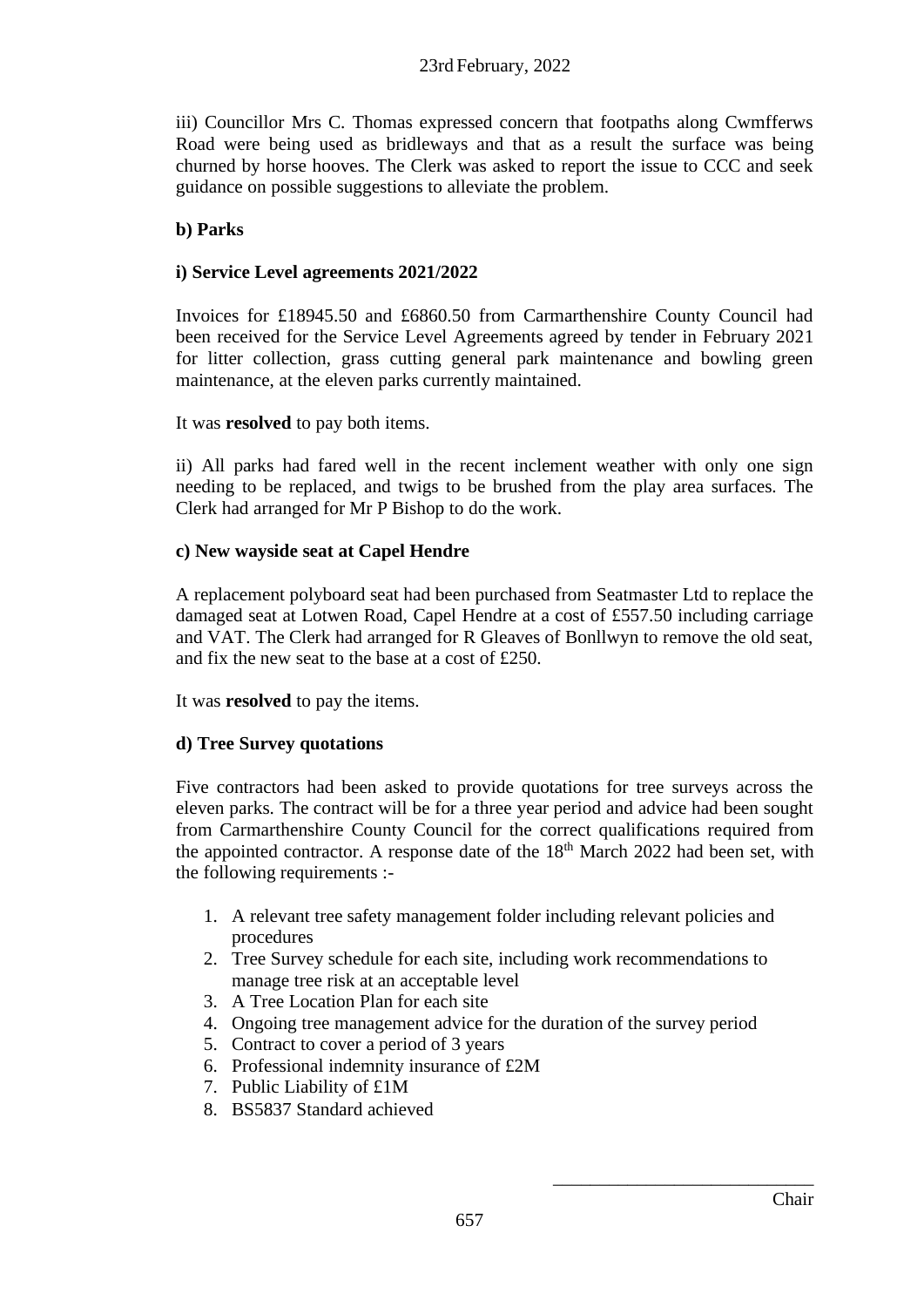iii) Councillor Mrs C. Thomas expressed concern that footpaths along Cwmfferws Road were being used as bridleways and that as a result the surface was being churned by horse hooves. The Clerk was asked to report the issue to CCC and seek guidance on possible suggestions to alleviate the problem.

**b) Parks**

**i) Service Level agreements 2021/2022**

Invoices for £18945.50 and £6860.50 from Carmarthenshire County Council had been received for the Service Level Agreements agreed by tender in February 2021 for litter collection, grass cutting general park maintenance and bowling green maintenance, at the eleven parks currently maintained.

It was **resolved** to pay both items.

ii) All parks had fared well in the recent inclement weather with only one sign needing to be replaced, and twigs to be brushed from the play area surfaces. The Clerk had arranged for Mr P Bishop to do the work.

**c) New wayside seat at Capel Hendre**

A replacement polyboard seat had been purchased from Seatmaster Ltd to replace the damaged seat at Lotwen Road, Capel Hendre at a cost of £557.50 including carriage and VAT. The Clerk had arranged for R Gleaves of Bonllwyn to remove the old seat, and fix the new seat to the base at a cost of £250.

It was **resolved** to pay the items.

**d) Tree Survey quotations**

Five contractors had been asked to provide quotations for tree surveys across the eleven parks. The contract will be for a three year period and advice had been sought from Carmarthenshire County Council for the correct qualifications required from the appointed contractor. A response date of the 18th March 2022 had been set, with the following requirements :-

1. A relevant tree safety management folder including relevant policies and procedures
2. Tree Survey schedule for each site, including work recommendations to manage tree risk at an acceptable level
3. A Tree Location Plan for each site
4. Ongoing tree management advice for the duration of the survey period
5. Contract to cover a period of 3 years
6. Professional indemnity insurance of £2M
7. Public Liability of £1M
8. BS5837 Standard achieved

\_\_\_\_\_\_\_\_\_\_\_\_\_\_\_\_\_\_\_\_\_\_\_\_\_\_\_\_
Chair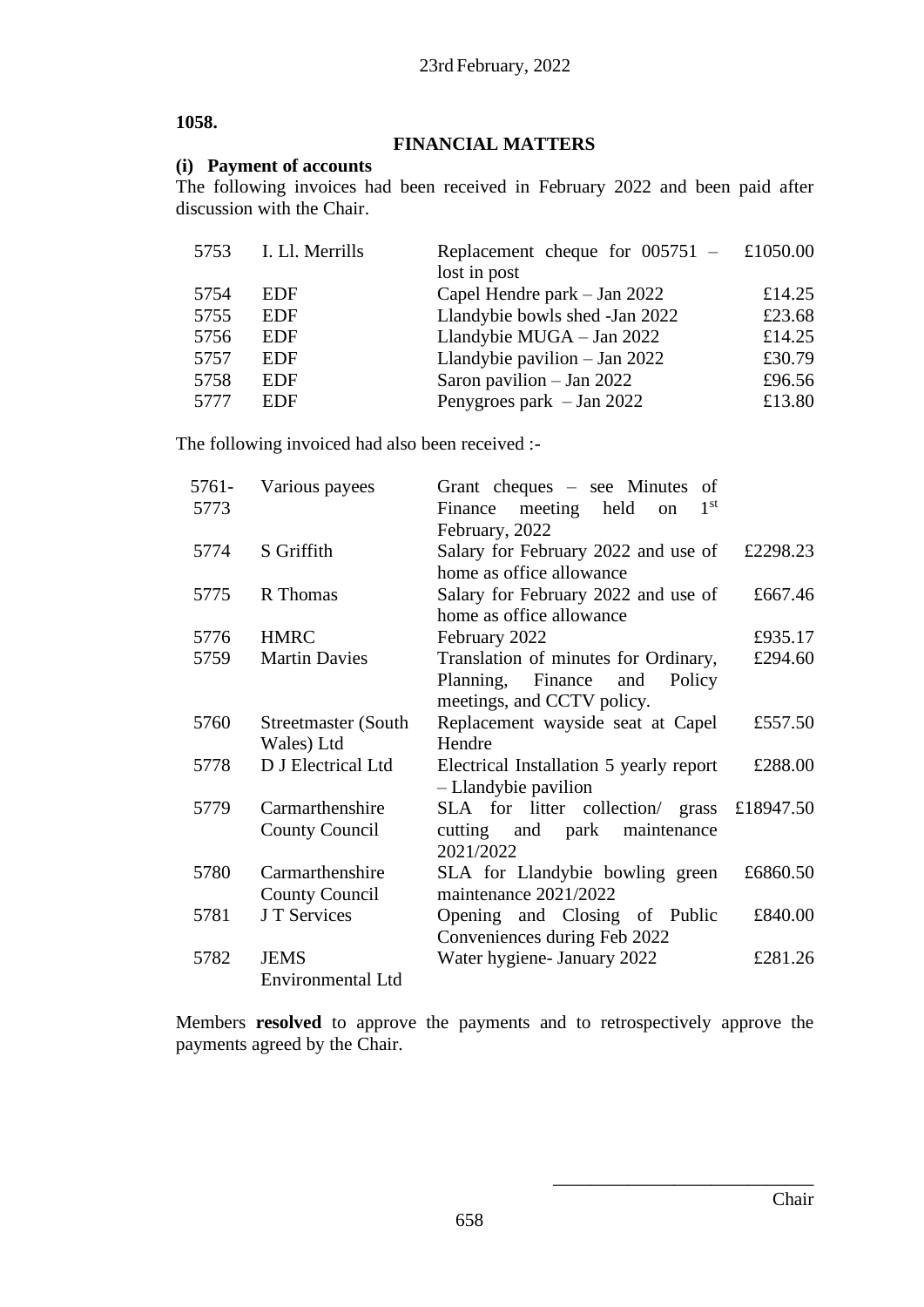23rd February, 2022

**1058.**

## FINANCIAL MATTERS

### (i) Payment of accounts

The following invoices had been received in February 2022 and been paid after discussion with the Chair.

| | | | |
|---|---|---|---|
| 5753 | I. Ll. Merrills | Replacement cheque for 005751 – lost in post | £1050.00 |
| 5754 | EDF | Capel Hendre park – Jan 2022 | £14.25 |
| 5755 | EDF | Llandybie bowls shed -Jan 2022 | £23.68 |
| 5756 | EDF | Llandybie MUGA – Jan 2022 | £14.25 |
| 5757 | EDF | Llandybie pavilion – Jan 2022 | £30.79 |
| 5758 | EDF | Saron pavilion – Jan 2022 | £96.56 |
| 5777 | EDF | Penygroes park – Jan 2022 | £13.80 |

The following invoiced had also been received :-

| | | | |
|---|---|---|---|
| 5761-5773 | Various payees | Grant cheques – see Minutes of Finance meeting held on 1st February, 2022 | |
| 5774 | S Griffith | Salary for February 2022 and use of home as office allowance | £2298.23 |
| 5775 | R Thomas | Salary for February 2022 and use of home as office allowance | £667.46 |
| 5776 | HMRC | February 2022 | £935.17 |
| 5759 | Martin Davies | Translation of minutes for Ordinary, Planning, Finance and Policy meetings, and CCTV policy. | £294.60 |
| 5760 | Streetmaster (South Wales) Ltd | Replacement wayside seat at Capel Hendre | £557.50 |
| 5778 | D J Electrical Ltd | Electrical Installation 5 yearly report – Llandybie pavilion | £288.00 |
| 5779 | Carmarthenshire County Council | SLA for litter collection/ grass cutting and park maintenance 2021/2022 | £18947.50 |
| 5780 | Carmarthenshire County Council | SLA for Llandybie bowling green maintenance 2021/2022 | £6860.50 |
| 5781 | J T Services | Opening and Closing of Public Conveniences during Feb 2022 | £840.00 |
| 5782 | JEMS Environmental Ltd | Water hygiene- January 2022 | £281.26 |

Members **resolved** to approve the payments and to retrospectively approve the payments agreed by the Chair.

\_\_\_\_\_\_\_\_\_\_\_\_\_\_\_\_\_\_\_\_\_\_\_\_\_\_\_\_

Chair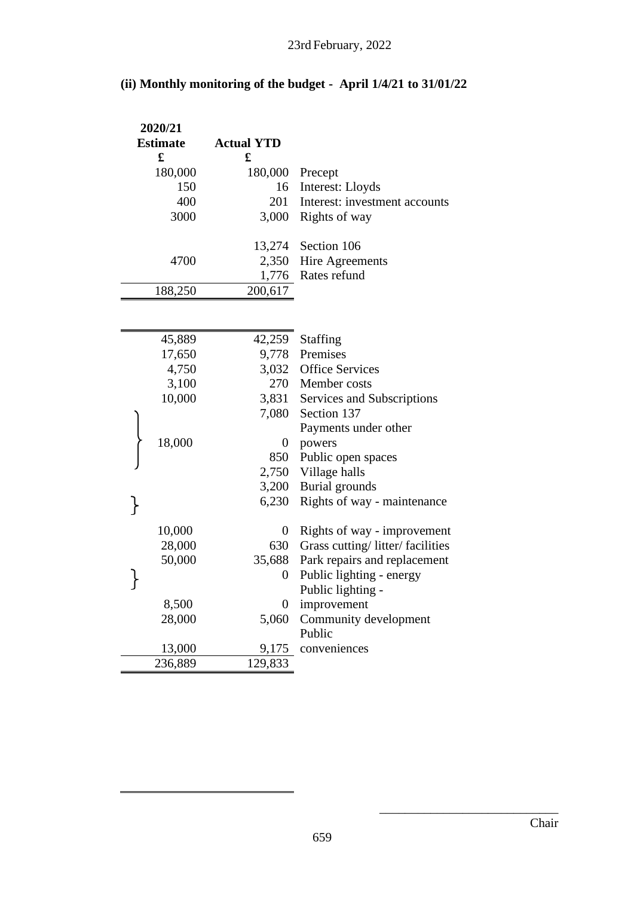23rd February, 2022

**(ii) Monthly monitoring of the budget - April 1/4/21 to 31/01/22**

| 2020/21 Estimate £ | Actual YTD £ | |
|---|---|---|
| 180,000 | 180,000 | Precept |
| 150 | 16 | Interest: Lloyds |
| 400 | 201 | Interest: investment accounts |
| 3000 | 3,000 | Rights of way |
| | 13,274 | Section 106 |
| 4700 | 2,350 | Hire Agreements |
| | 1,776 | Rates refund |
| 188,250 | 200,617 | |

| 2020/21 Estimate £ | Actual YTD £ | |
|---|---|---|
| 45,889 | 42,259 | Staffing |
| 17,650 | 9,778 | Premises |
| 4,750 | 3,032 | Office Services |
| 3,100 | 270 | Member costs |
| 10,000 | 3,831 | Services and Subscriptions |
| } | 7,080 | Section 137 |
| 18,000 | 0 | Payments under other powers |
| | 850 | Public open spaces |
| | 2,750 | Village halls |
| | 3,200 | Burial grounds |
| } | 6,230 | Rights of way - maintenance |
| 10,000 | 0 | Rights of way - improvement |
| 28,000 | 630 | Grass cutting/ litter/ facilities |
| 50,000 | 35,688 | Park repairs and replacement |
| } | 0 | Public lighting - energy |
| 8,500 | 0 | Public lighting - improvement |
| 28,000 | 5,060 | Community development |
| 13,000 | 9,175 | Public conveniences |
| 236,889 | 129,833 | |

Chair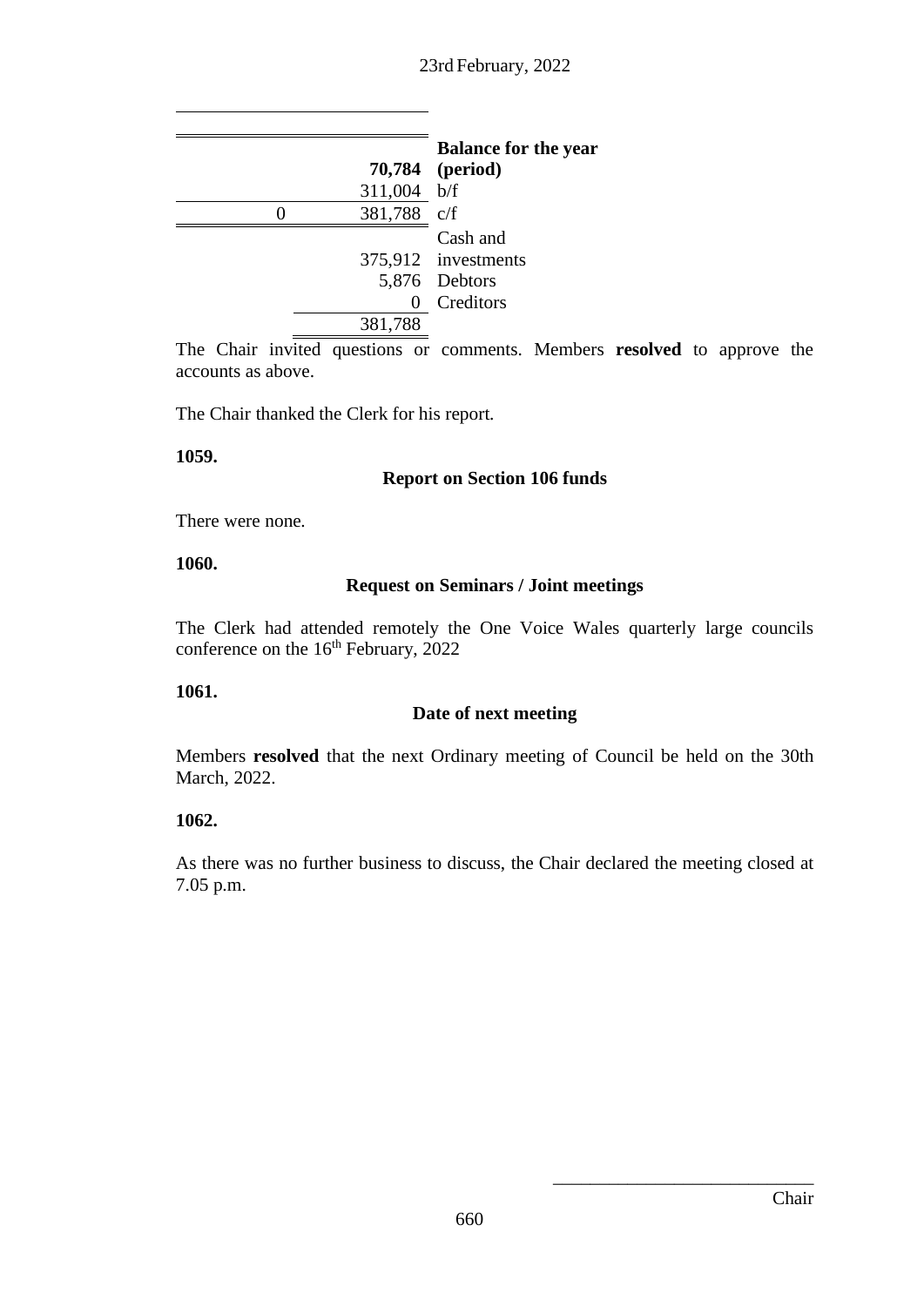| | | |
|---|---|---|
| | **70,784** | **Balance for the year (period)** |
| | 311,004 | b/f |
| 0 | 381,788 | c/f |
| | 375,912 | Cash and investments |
| | 5,876 | Debtors |
| | 0 | Creditors |
| | 381,788 | |

The Chair invited questions or comments. Members **resolved** to approve the accounts as above.

The Chair thanked the Clerk for his report.

**1059.**

**Report on Section 106 funds**

There were none.

**1060.**

**Request on Seminars / Joint meetings**

The Clerk had attended remotely the One Voice Wales quarterly large councils conference on the 16th February, 2022

**1061.**

**Date of next meeting**

Members **resolved** that the next Ordinary meeting of Council be held on the 30th March, 2022.

**1062.**

As there was no further business to discuss, the Chair declared the meeting closed at 7.05 p.m.

______________________________

Chair